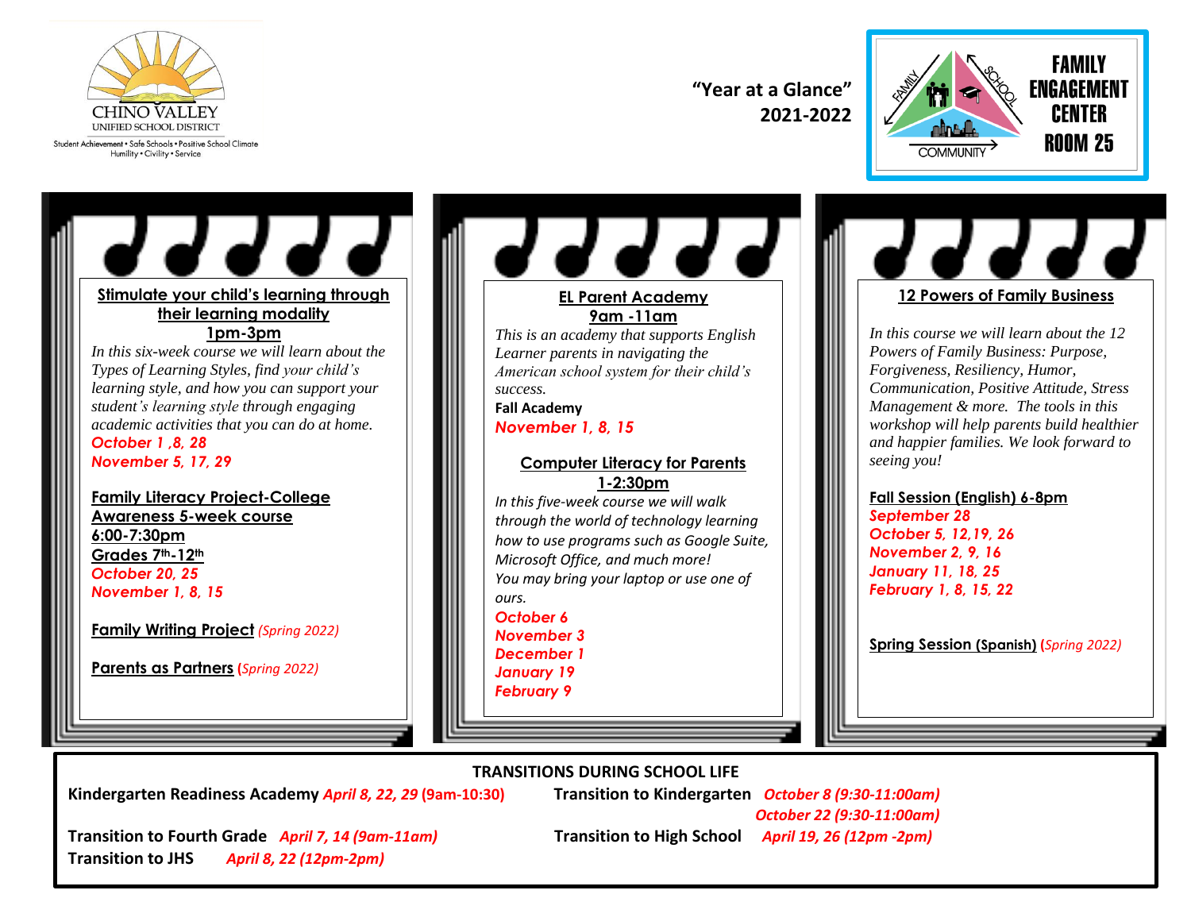CHINO VALLEY
UNIFIED SCHOOL DISTRICT

Student Achievement • Safe Schools • Positive School Climate
Humility • Civility • Service

**"Year at a Glance"**
**2021-2022**

FAMILY ENGAGEMENT CENTER
ROOM 25

FAMILY · SCHOOL · COMMUNITY

## Stimulate your child's learning through their learning modality

**1pm-3pm**

*In this six-week course we will learn about the Types of Learning Styles, find your child's learning style, and how you can support your student's learning style through engaging academic activities that you can do at home.*

***October 1 ,8, 28***
***November 5, 17, 29***

## Family Literacy Project-College Awareness 5-week course

**6:00-7:30pm**
**Grades 7th-12th**

***October 20, 25***
***November 1, 8, 15***

**Family Writing Project** *(Spring 2022)*

**Parents as Partners** *(Spring 2022)*

## EL Parent Academy

**9am -11am**

*This is an academy that supports English Learner parents in navigating the American school system for their child's success.*

**Fall Academy**
***November 1, 8, 15***

## Computer Literacy for Parents

**1-2:30pm**

*In this five-week course we will walk through the world of technology learning how to use programs such as Google Suite, Microsoft Office, and much more!*
*You may bring your laptop or use one of ours.*

***October 6***
***November 3***
***December 1***
***January 19***
***February 9***

## 12 Powers of Family Business

*In this course we will learn about the 12 Powers of Family Business: Purpose, Forgiveness, Resiliency, Humor, Communication, Positive Attitude, Stress Management & more. The tools in this workshop will help parents build healthier and happier families. We look forward to seeing you!*

**Fall Session (English) 6-8pm**

***September 28***
***October 5, 12,19, 26***
***November 2, 9, 16***
***January 11, 18, 25***
***February 1, 8, 15, 22***

**Spring Session (Spanish)** *(Spring 2022)*

## TRANSITIONS DURING SCHOOL LIFE

**Kindergarten Readiness Academy** ***April 8, 22, 29*** **(9am-10:30)**

**Transition to Kindergarten** ***October 8 (9:30-11:00am)***, ***October 22 (9:30-11:00am)***

**Transition to Fourth Grade** ***April 7, 14 (9am-11am)***

**Transition to High School** ***April 19, 26 (12pm -2pm)***

**Transition to JHS** ***April 8, 22 (12pm-2pm)***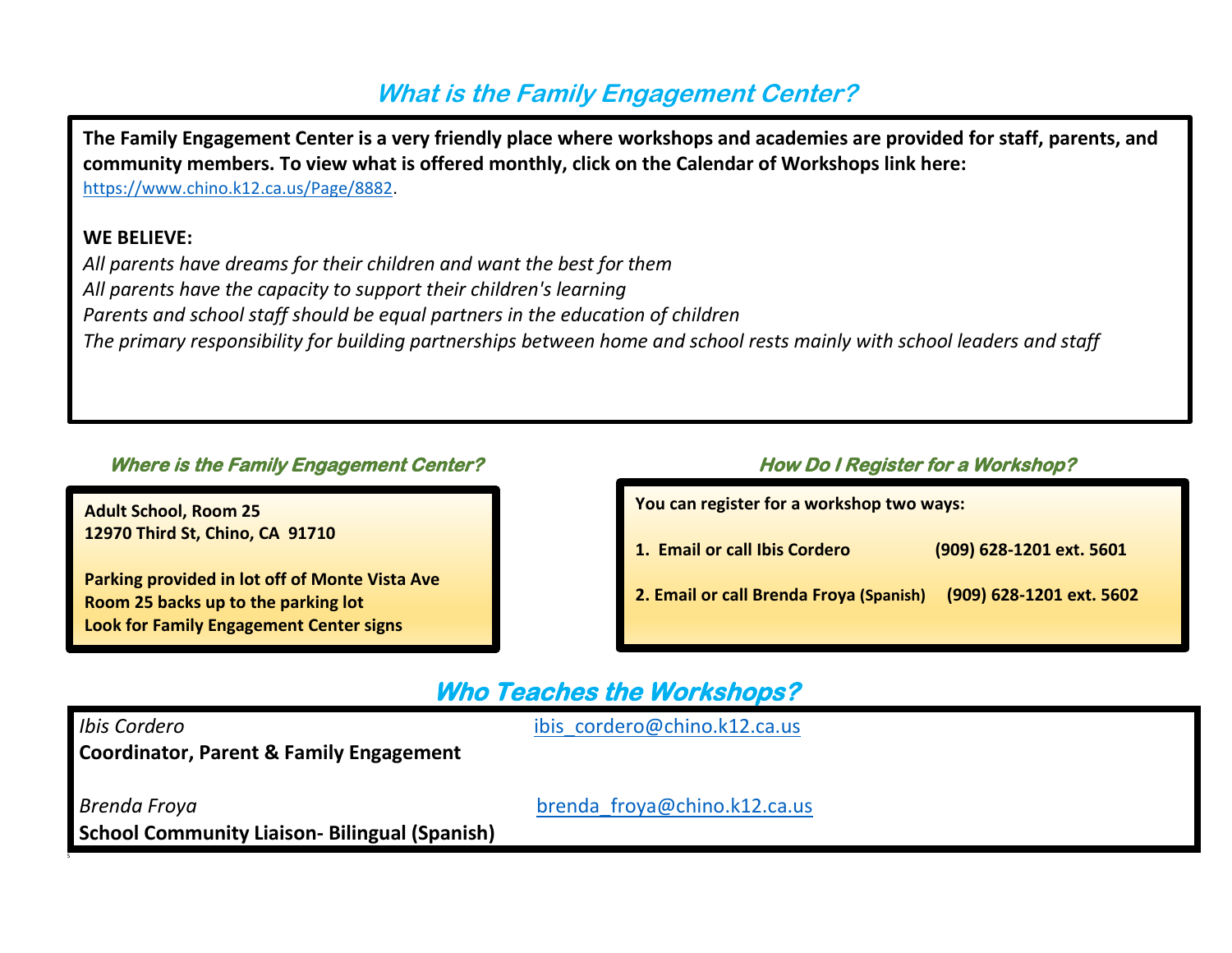## What is the Family Engagement Center?

**The Family Engagement Center is a very friendly place where workshops and academies are provided for staff, parents, and community members. To view what is offered monthly, click on the Calendar of Workshops link here:** https://www.chino.k12.ca.us/Page/8882.

**WE BELIEVE:**

*All parents have dreams for their children and want the best for them*
*All parents have the capacity to support their children's learning*
*Parents and school staff should be equal partners in the education of children*
*The primary responsibility for building partnerships between home and school rests mainly with school leaders and staff*

### Where is the Family Engagement Center?

**Adult School, Room 25**
**12970 Third St, Chino, CA 91710**

**Parking provided in lot off of Monte Vista Ave**
**Room 25 backs up to the parking lot**
**Look for Family Engagement Center signs**

### How Do I Register for a Workshop?

**You can register for a workshop two ways:**

1. **Email or call Ibis Cordero (909) 628-1201 ext. 5601**
2. **Email or call Brenda Froya (Spanish) (909) 628-1201 ext. 5602**

## Who Teaches the Workshops?

*Ibis Cordero* ibis_cordero@chino.k12.ca.us
**Coordinator, Parent & Family Engagement**

*Brenda Froya* brenda_froya@chino.k12.ca.us
**School Community Liaison- Bilingual (Spanish)**